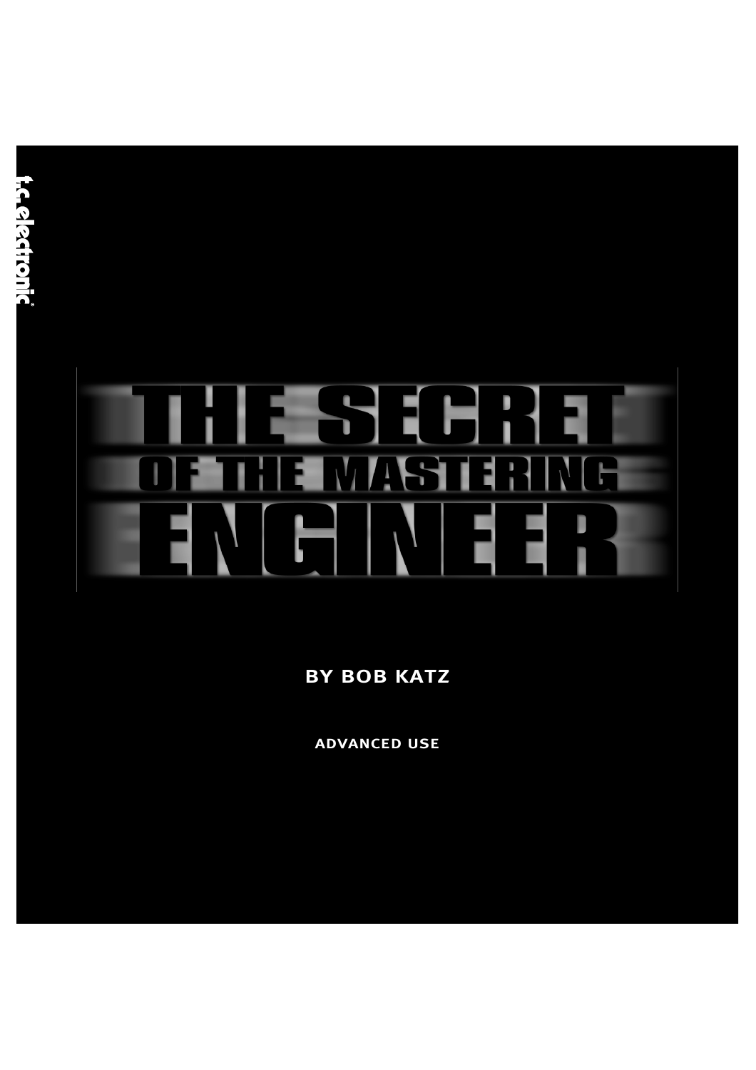t.c. electronic

# THE SECRET OF THE MASTERING ENGINEER

BY BOB KATZ

ADVANCED USE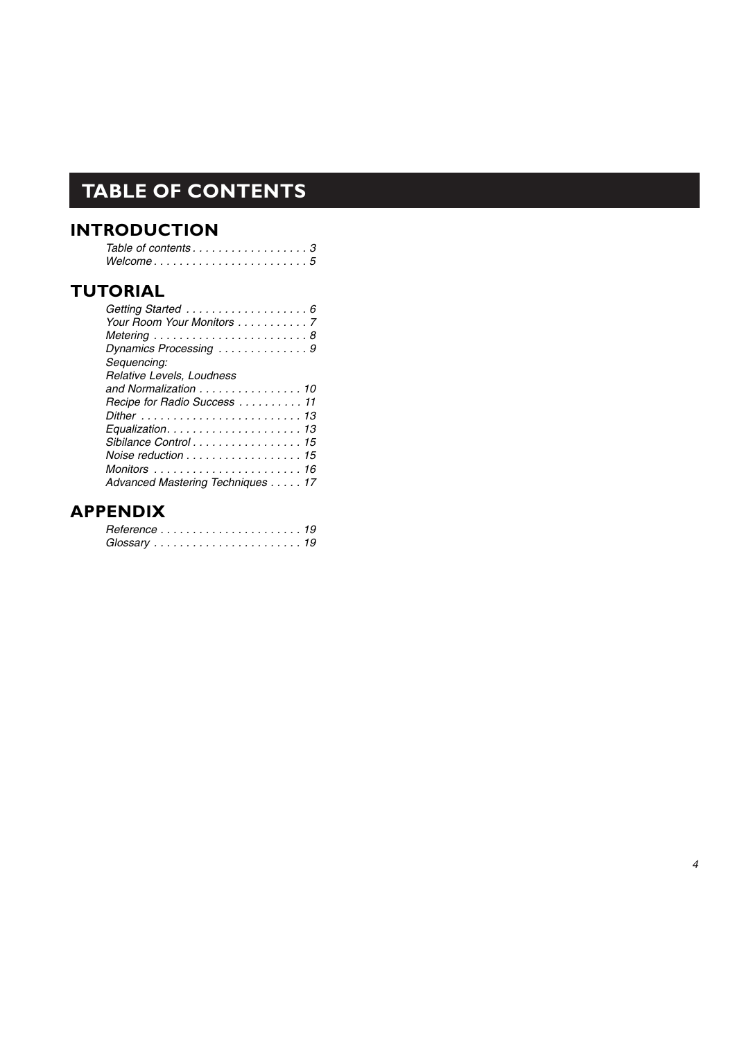# TABLE OF CONTENTS

## INTRODUCTION

*Table of contents . . . . . . . . . . . . . . . . . . 3*
*Welcome . . . . . . . . . . . . . . . . . . . . . . . . 5*

## TUTORIAL

*Getting Started . . . . . . . . . . . . . . . . . . . 6*
*Your Room Your Monitors . . . . . . . . . . . 7*
*Metering . . . . . . . . . . . . . . . . . . . . . . . . 8*
*Dynamics Processing . . . . . . . . . . . . . . 9*
*Sequencing:*
*Relative Levels, Loudness*
*and Normalization . . . . . . . . . . . . . . . . 10*
*Recipe for Radio Success . . . . . . . . . . 11*
*Dither . . . . . . . . . . . . . . . . . . . . . . . . . 13*
*Equalization. . . . . . . . . . . . . . . . . . . . . 13*
*Sibilance Control . . . . . . . . . . . . . . . . . 15*
*Noise reduction . . . . . . . . . . . . . . . . . . 15*
*Monitors . . . . . . . . . . . . . . . . . . . . . . . 16*
*Advanced Mastering Techniques . . . . . 17*

## APPENDIX

*Reference . . . . . . . . . . . . . . . . . . . . . . 19*
*Glossary . . . . . . . . . . . . . . . . . . . . . . . 19*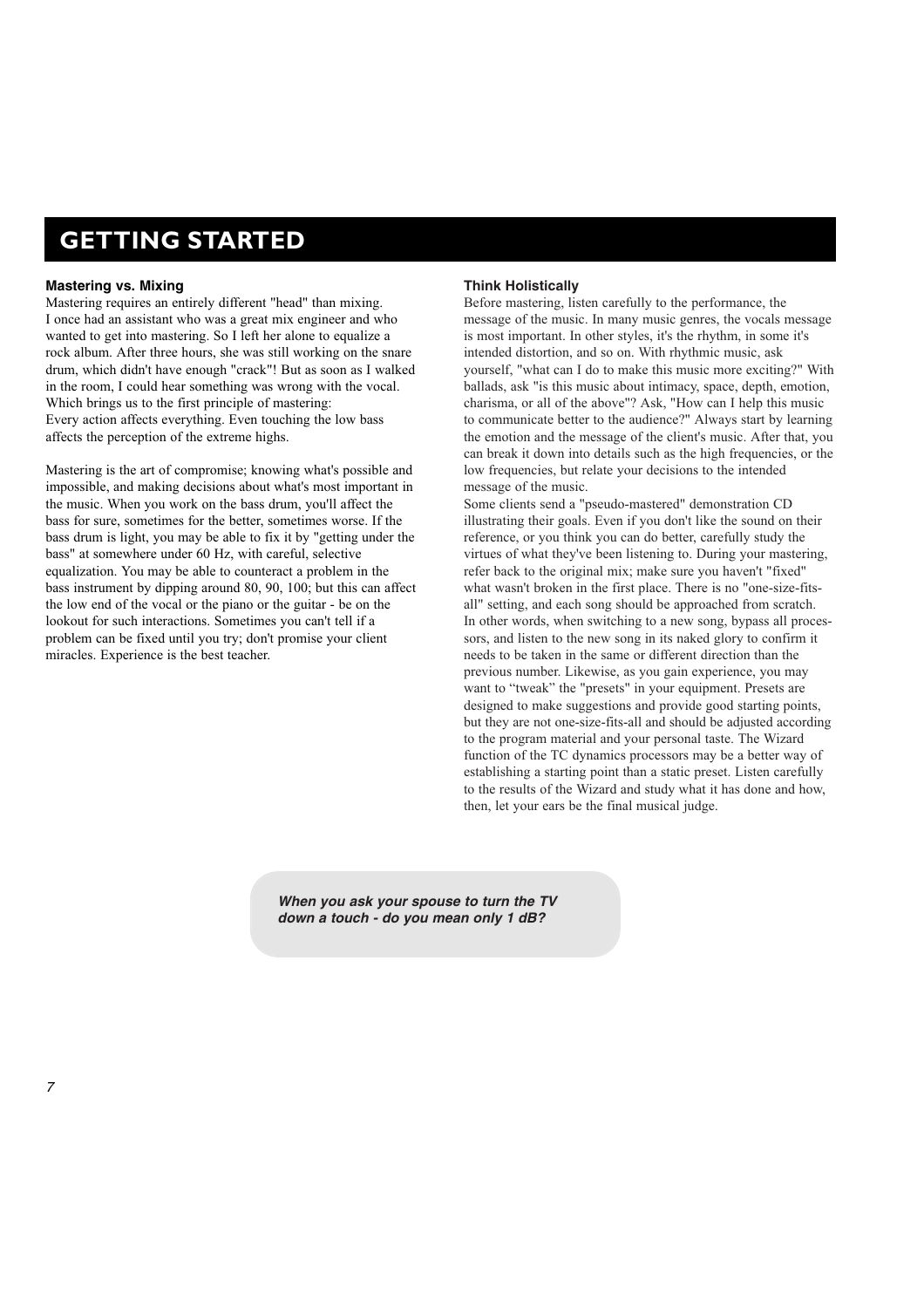# GETTING STARTED

### Mastering vs. Mixing

Mastering requires an entirely different "head" than mixing. I once had an assistant who was a great mix engineer and who wanted to get into mastering. So I left her alone to equalize a rock album. After three hours, she was still working on the snare drum, which didn't have enough "crack"! But as soon as I walked in the room, I could hear something was wrong with the vocal. Which brings us to the first principle of mastering:
Every action affects everything. Even touching the low bass affects the perception of the extreme highs.

Mastering is the art of compromise; knowing what's possible and impossible, and making decisions about what's most important in the music. When you work on the bass drum, you'll affect the bass for sure, sometimes for the better, sometimes worse. If the bass drum is light, you may be able to fix it by "getting under the bass" at somewhere under 60 Hz, with careful, selective equalization. You may be able to counteract a problem in the bass instrument by dipping around 80, 90, 100; but this can affect the low end of the vocal or the piano or the guitar - be on the lookout for such interactions. Sometimes you can't tell if a problem can be fixed until you try; don't promise your client miracles. Experience is the best teacher.

### Think Holistically

Before mastering, listen carefully to the performance, the message of the music. In many music genres, the vocals message is most important. In other styles, it's the rhythm, in some it's intended distortion, and so on. With rhythmic music, ask yourself, "what can I do to make this music more exciting?" With ballads, ask "is this music about intimacy, space, depth, emotion, charisma, or all of the above"? Ask, "How can I help this music to communicate better to the audience?" Always start by learning the emotion and the message of the client's music. After that, you can break it down into details such as the high frequencies, or the low frequencies, but relate your decisions to the intended message of the music.

Some clients send a "pseudo-mastered" demonstration CD illustrating their goals. Even if you don't like the sound on their reference, or you think you can do better, carefully study the virtues of what they've been listening to. During your mastering, refer back to the original mix; make sure you haven't "fixed" what wasn't broken in the first place. There is no "one-size-fits-all" setting, and each song should be approached from scratch. In other words, when switching to a new song, bypass all processors, and listen to the new song in its naked glory to confirm it needs to be taken in the same or different direction than the previous number. Likewise, as you gain experience, you may want to “tweak” the "presets" in your equipment. Presets are designed to make suggestions and provide good starting points, but they are not one-size-fits-all and should be adjusted according to the program material and your personal taste. The Wizard function of the TC dynamics processors may be a better way of establishing a starting point than a static preset. Listen carefully to the results of the Wizard and study what it has done and how, then, let your ears be the final musical judge.

***When you ask your spouse to turn the TV down a touch - do you mean only 1 dB?***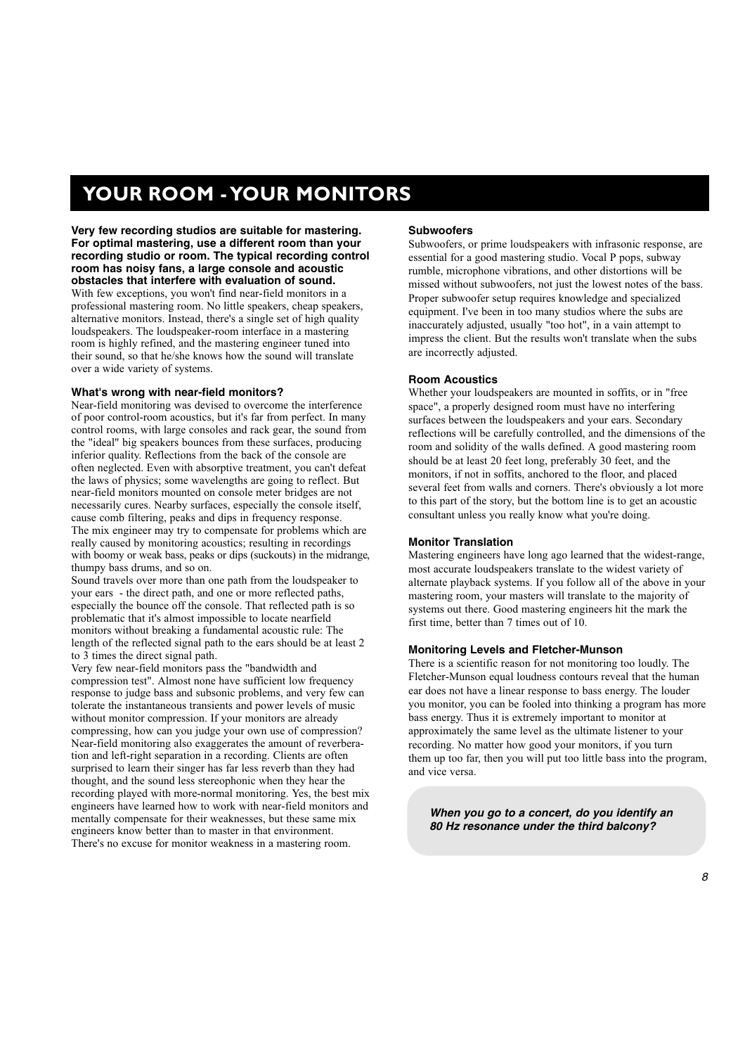# YOUR ROOM - YOUR MONITORS

**Very few recording studios are suitable for mastering. For optimal mastering, use a different room than your recording studio or room. The typical recording control room has noisy fans, a large console and acoustic obstacles that interfere with evaluation of sound.**
With few exceptions, you won't find near-field monitors in a professional mastering room. No little speakers, cheap speakers, alternative monitors. Instead, there's a single set of high quality loudspeakers. The loudspeaker-room interface in a mastering room is highly refined, and the mastering engineer tuned into their sound, so that he/she knows how the sound will translate over a wide variety of systems.

### What's wrong with near-field monitors?

Near-field monitoring was devised to overcome the interference of poor control-room acoustics, but it's far from perfect. In many control rooms, with large consoles and rack gear, the sound from the "ideal" big speakers bounces from these surfaces, producing inferior quality. Reflections from the back of the console are often neglected. Even with absorptive treatment, you can't defeat the laws of physics; some wavelengths are going to reflect. But near-field monitors mounted on console meter bridges are not necessarily cures. Nearby surfaces, especially the console itself, cause comb filtering, peaks and dips in frequency response.
The mix engineer may try to compensate for problems which are really caused by monitoring acoustics; resulting in recordings with boomy or weak bass, peaks or dips (suckouts) in the midrange, thumpy bass drums, and so on.
Sound travels over more than one path from the loudspeaker to your ears - the direct path, and one or more reflected paths, especially the bounce off the console. That reflected path is so problematic that it's almost impossible to locate nearfield monitors without breaking a fundamental acoustic rule: The length of the reflected signal path to the ears should be at least 2 to 3 times the direct signal path.
Very few near-field monitors pass the "bandwidth and compression test". Almost none have sufficient low frequency response to judge bass and subsonic problems, and very few can tolerate the instantaneous transients and power levels of music without monitor compression. If your monitors are already compressing, how can you judge your own use of compression? Near-field monitoring also exaggerates the amount of reverberation and left-right separation in a recording. Clients are often surprised to learn their singer has far less reverb than they had thought, and the sound less stereophonic when they hear the recording played with more-normal monitoring. Yes, the best mix engineers have learned how to work with near-field monitors and mentally compensate for their weaknesses, but these same mix engineers know better than to master in that environment. There's no excuse for monitor weakness in a mastering room.

### Subwoofers

Subwoofers, or prime loudspeakers with infrasonic response, are essential for a good mastering studio. Vocal P pops, subway rumble, microphone vibrations, and other distortions will be missed without subwoofers, not just the lowest notes of the bass. Proper subwoofer setup requires knowledge and specialized equipment. I've been in too many studios where the subs are inaccurately adjusted, usually "too hot", in a vain attempt to impress the client. But the results won't translate when the subs are incorrectly adjusted.

### Room Acoustics

Whether your loudspeakers are mounted in soffits, or in "free space", a properly designed room must have no interfering surfaces between the loudspeakers and your ears. Secondary reflections will be carefully controlled, and the dimensions of the room and solidity of the walls defined. A good mastering room should be at least 20 feet long, preferably 30 feet, and the monitors, if not in soffits, anchored to the floor, and placed several feet from walls and corners. There's obviously a lot more to this part of the story, but the bottom line is to get an acoustic consultant unless you really know what you're doing.

### Monitor Translation

Mastering engineers have long ago learned that the widest-range, most accurate loudspeakers translate to the widest variety of alternate playback systems. If you follow all of the above in your mastering room, your masters will translate to the majority of systems out there. Good mastering engineers hit the mark the first time, better than 7 times out of 10.

### Monitoring Levels and Fletcher-Munson

There is a scientific reason for not monitoring too loudly. The Fletcher-Munson equal loudness contours reveal that the human ear does not have a linear response to bass energy. The louder you monitor, you can be fooled into thinking a program has more bass energy. Thus it is extremely important to monitor at approximately the same level as the ultimate listener to your recording. No matter how good your monitors, if you turn them up too far, then you will put too little bass into the program, and vice versa.

***When you go to a concert, do you identify an 80 Hz resonance under the third balcony?***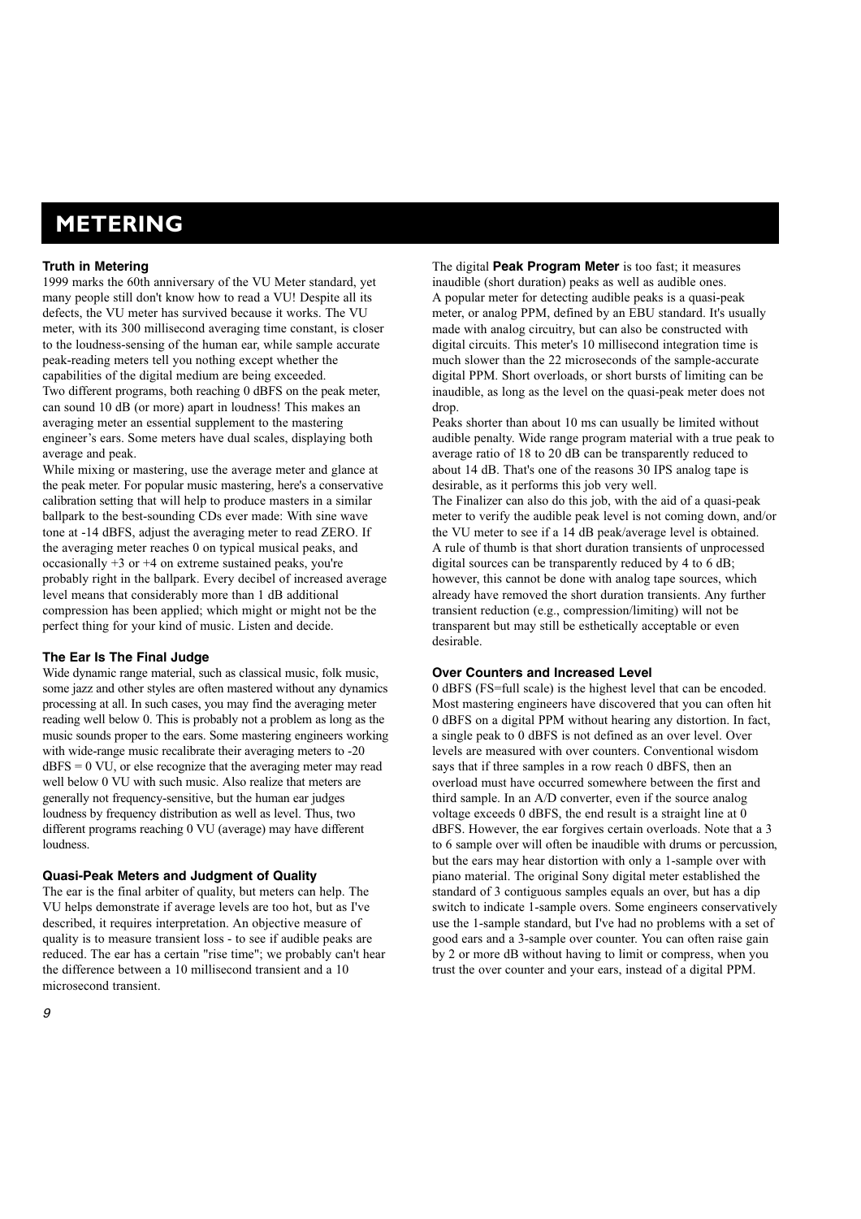# METERING

### Truth in Metering

1999 marks the 60th anniversary of the VU Meter standard, yet many people still don't know how to read a VU! Despite all its defects, the VU meter has survived because it works. The VU meter, with its 300 millisecond averaging time constant, is closer to the loudness-sensing of the human ear, while sample accurate peak-reading meters tell you nothing except whether the capabilities of the digital medium are being exceeded.

Two different programs, both reaching 0 dBFS on the peak meter, can sound 10 dB (or more) apart in loudness! This makes an averaging meter an essential supplement to the mastering engineer's ears. Some meters have dual scales, displaying both average and peak.

While mixing or mastering, use the average meter and glance at the peak meter. For popular music mastering, here's a conservative calibration setting that will help to produce masters in a similar ballpark to the best-sounding CDs ever made: With sine wave tone at -14 dBFS, adjust the averaging meter to read ZERO. If the averaging meter reaches 0 on typical musical peaks, and occasionally +3 or +4 on extreme sustained peaks, you're probably right in the ballpark. Every decibel of increased average level means that considerably more than 1 dB additional compression has been applied; which might or might not be the perfect thing for your kind of music. Listen and decide.

### The Ear Is The Final Judge

Wide dynamic range material, such as classical music, folk music, some jazz and other styles are often mastered without any dynamics processing at all. In such cases, you may find the averaging meter reading well below 0. This is probably not a problem as long as the music sounds proper to the ears. Some mastering engineers working with wide-range music recalibrate their averaging meters to -20 dBFS = 0 VU, or else recognize that the averaging meter may read well below 0 VU with such music. Also realize that meters are generally not frequency-sensitive, but the human ear judges loudness by frequency distribution as well as level. Thus, two different programs reaching 0 VU (average) may have different loudness.

### Quasi-Peak Meters and Judgment of Quality

The ear is the final arbiter of quality, but meters can help. The VU helps demonstrate if average levels are too hot, but as I've described, it requires interpretation. An objective measure of quality is to measure transient loss - to see if audible peaks are reduced. The ear has a certain "rise time"; we probably can't hear the difference between a 10 millisecond transient and a 10 microsecond transient.

The digital **Peak Program Meter** is too fast; it measures inaudible (short duration) peaks as well as audible ones.

A popular meter for detecting audible peaks is a quasi-peak meter, or analog PPM, defined by an EBU standard. It's usually made with analog circuitry, but can also be constructed with digital circuits. This meter's 10 millisecond integration time is much slower than the 22 microseconds of the sample-accurate digital PPM. Short overloads, or short bursts of limiting can be inaudible, as long as the level on the quasi-peak meter does not drop.

Peaks shorter than about 10 ms can usually be limited without audible penalty. Wide range program material with a true peak to average ratio of 18 to 20 dB can be transparently reduced to about 14 dB. That's one of the reasons 30 IPS analog tape is desirable, as it performs this job very well.

The Finalizer can also do this job, with the aid of a quasi-peak meter to verify the audible peak level is not coming down, and/or the VU meter to see if a 14 dB peak/average level is obtained.

A rule of thumb is that short duration transients of unprocessed digital sources can be transparently reduced by 4 to 6 dB; however, this cannot be done with analog tape sources, which already have removed the short duration transients. Any further transient reduction (e.g., compression/limiting) will not be transparent but may still be esthetically acceptable or even desirable.

### Over Counters and Increased Level

0 dBFS (FS=full scale) is the highest level that can be encoded. Most mastering engineers have discovered that you can often hit 0 dBFS on a digital PPM without hearing any distortion. In fact, a single peak to 0 dBFS is not defined as an over level. Over levels are measured with over counters. Conventional wisdom says that if three samples in a row reach 0 dBFS, then an overload must have occurred somewhere between the first and third sample. In an A/D converter, even if the source analog voltage exceeds 0 dBFS, the end result is a straight line at 0 dBFS. However, the ear forgives certain overloads. Note that a 3 to 6 sample over will often be inaudible with drums or percussion, but the ears may hear distortion with only a 1-sample over with piano material. The original Sony digital meter established the standard of 3 contiguous samples equals an over, but has a dip switch to indicate 1-sample overs. Some engineers conservatively use the 1-sample standard, but I've had no problems with a set of good ears and a 3-sample over counter. You can often raise gain by 2 or more dB without having to limit or compress, when you trust the over counter and your ears, instead of a digital PPM.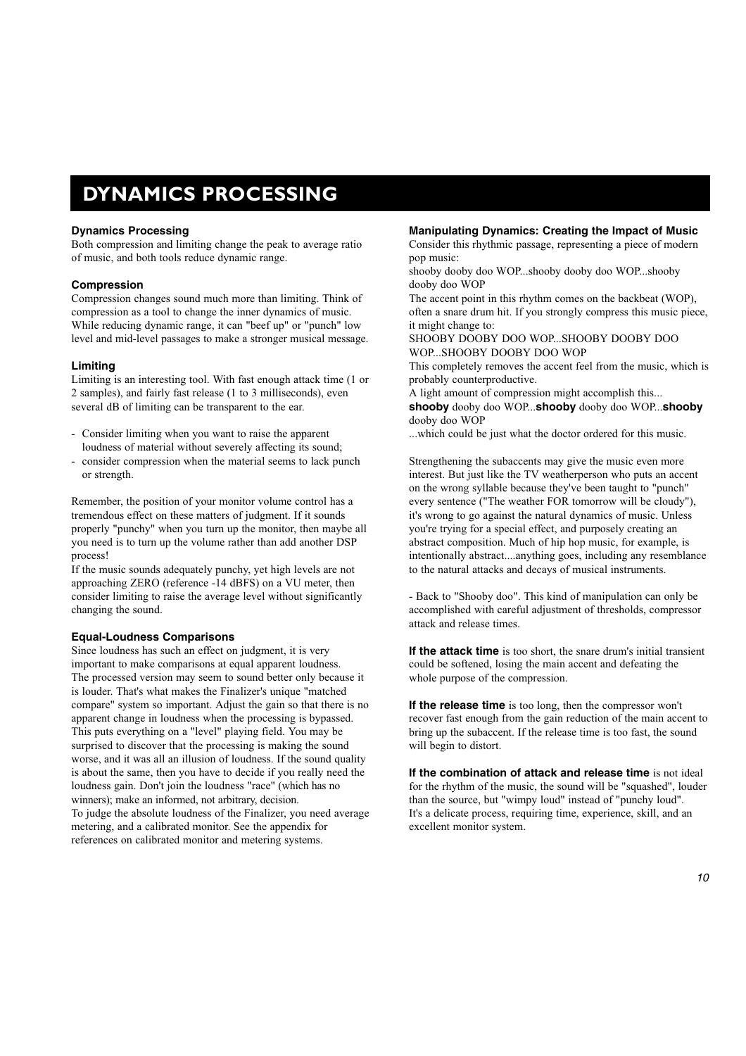# DYNAMICS PROCESSING

### Dynamics Processing

Both compression and limiting change the peak to average ratio of music, and both tools reduce dynamic range.

### Compression

Compression changes sound much more than limiting. Think of compression as a tool to change the inner dynamics of music. While reducing dynamic range, it can "beef up" or "punch" low level and mid-level passages to make a stronger musical message.

### Limiting

Limiting is an interesting tool. With fast enough attack time (1 or 2 samples), and fairly fast release (1 to 3 milliseconds), even several dB of limiting can be transparent to the ear.

- Consider limiting when you want to raise the apparent loudness of material without severely affecting its sound;
- consider compression when the material seems to lack punch or strength.

Remember, the position of your monitor volume control has a tremendous effect on these matters of judgment. If it sounds properly "punchy" when you turn up the monitor, then maybe all you need is to turn up the volume rather than add another DSP process!

If the music sounds adequately punchy, yet high levels are not approaching ZERO (reference -14 dBFS) on a VU meter, then consider limiting to raise the average level without significantly changing the sound.

### Equal-Loudness Comparisons

Since loudness has such an effect on judgment, it is very important to make comparisons at equal apparent loudness. The processed version may seem to sound better only because it is louder. That's what makes the Finalizer's unique "matched compare" system so important. Adjust the gain so that there is no apparent change in loudness when the processing is bypassed. This puts everything on a "level" playing field. You may be surprised to discover that the processing is making the sound worse, and it was all an illusion of loudness. If the sound quality is about the same, then you have to decide if you really need the loudness gain. Don't join the loudness "race" (which has no winners); make an informed, not arbitrary, decision.

To judge the absolute loudness of the Finalizer, you need average metering, and a calibrated monitor. See the appendix for references on calibrated monitor and metering systems.

### Manipulating Dynamics: Creating the Impact of Music

Consider this rhythmic passage, representing a piece of modern pop music:

shooby dooby doo WOP...shooby dooby doo WOP...shooby dooby doo WOP

The accent point in this rhythm comes on the backbeat (WOP), often a snare drum hit. If you strongly compress this music piece, it might change to:

SHOOBY DOOBY DOO WOP...SHOOBY DOOBY DOO WOP...SHOOBY DOOBY DOO WOP

This completely removes the accent feel from the music, which is probably counterproductive.

A light amount of compression might accomplish this...

**shooby** dooby doo WOP...**shooby** dooby doo WOP...**shooby** dooby doo WOP

...which could be just what the doctor ordered for this music.

Strengthening the subaccents may give the music even more interest. But just like the TV weatherperson who puts an accent on the wrong syllable because they've been taught to "punch" every sentence ("The weather FOR tomorrow will be cloudy"), it's wrong to go against the natural dynamics of music. Unless you're trying for a special effect, and purposely creating an abstract composition. Much of hip hop music, for example, is intentionally abstract....anything goes, including any resemblance to the natural attacks and decays of musical instruments.

- Back to "Shooby doo". This kind of manipulation can only be accomplished with careful adjustment of thresholds, compressor attack and release times.

**If the attack time** is too short, the snare drum's initial transient could be softened, losing the main accent and defeating the whole purpose of the compression.

**If the release time** is too long, then the compressor won't recover fast enough from the gain reduction of the main accent to bring up the subaccent. If the release time is too fast, the sound will begin to distort.

**If the combination of attack and release time** is not ideal for the rhythm of the music, the sound will be "squashed", louder than the source, but "wimpy loud" instead of "punchy loud". It's a delicate process, requiring time, experience, skill, and an excellent monitor system.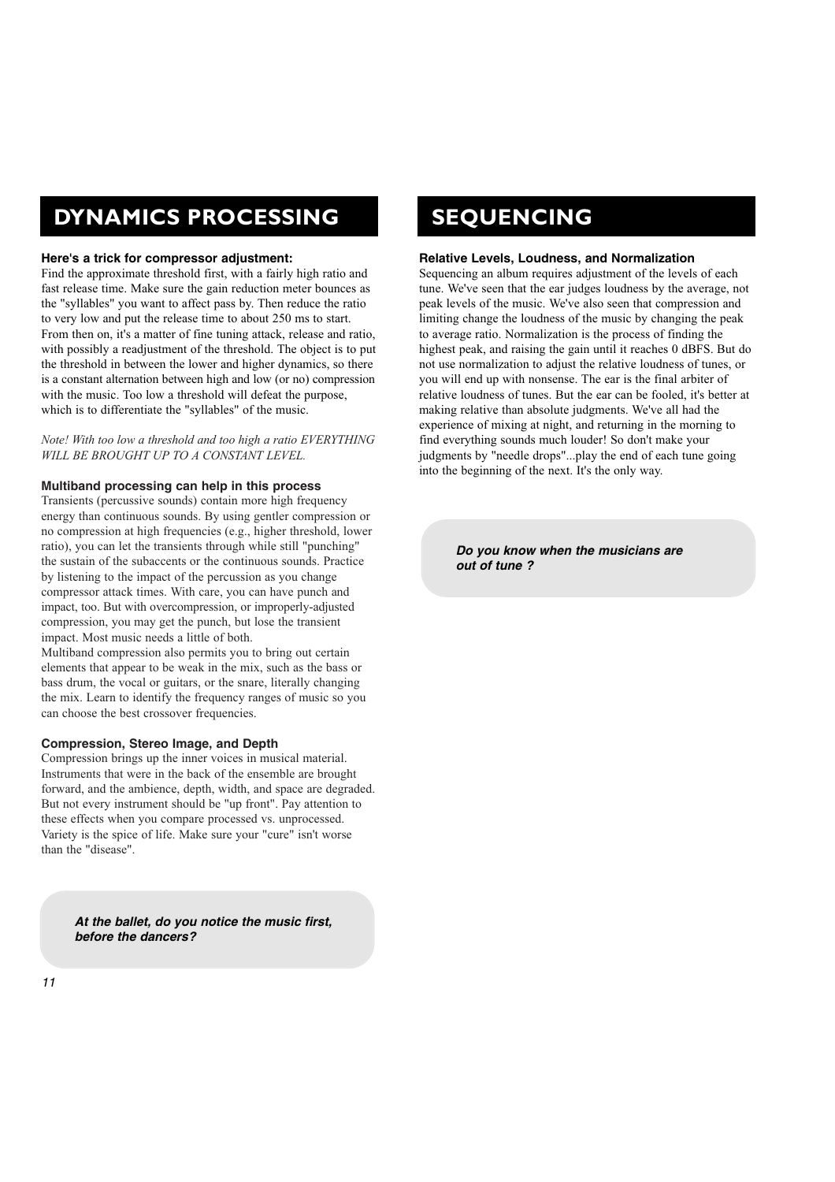## DYNAMICS PROCESSING

### Here's a trick for compressor adjustment:

Find the approximate threshold first, with a fairly high ratio and fast release time. Make sure the gain reduction meter bounces as the "syllables" you want to affect pass by. Then reduce the ratio to very low and put the release time to about 250 ms to start. From then on, it's a matter of fine tuning attack, release and ratio, with possibly a readjustment of the threshold. The object is to put the threshold in between the lower and higher dynamics, so there is a constant alternation between high and low (or no) compression with the music. Too low a threshold will defeat the purpose, which is to differentiate the "syllables" of the music.

*Note! With too low a threshold and too high a ratio EVERYTHING WILL BE BROUGHT UP TO A CONSTANT LEVEL.*

### Multiband processing can help in this process

Transients (percussive sounds) contain more high frequency energy than continuous sounds. By using gentler compression or no compression at high frequencies (e.g., higher threshold, lower ratio), you can let the transients through while still "punching" the sustain of the subaccents or the continuous sounds. Practice by listening to the impact of the percussion as you change compressor attack times. With care, you can have punch and impact, too. But with overcompression, or improperly-adjusted compression, you may get the punch, but lose the transient impact. Most music needs a little of both.

Multiband compression also permits you to bring out certain elements that appear to be weak in the mix, such as the bass or bass drum, the vocal or guitars, or the snare, literally changing the mix. Learn to identify the frequency ranges of music so you can choose the best crossover frequencies.

### Compression, Stereo Image, and Depth

Compression brings up the inner voices in musical material. Instruments that were in the back of the ensemble are brought forward, and the ambience, depth, width, and space are degraded. But not every instrument should be "up front". Pay attention to these effects when you compare processed vs. unprocessed. Variety is the spice of life. Make sure your "cure" isn't worse than the "disease".

***At the ballet, do you notice the music first, before the dancers?***

## SEQUENCING

### Relative Levels, Loudness, and Normalization

Sequencing an album requires adjustment of the levels of each tune. We've seen that the ear judges loudness by the average, not peak levels of the music. We've also seen that compression and limiting change the loudness of the music by changing the peak to average ratio. Normalization is the process of finding the highest peak, and raising the gain until it reaches 0 dBFS. But do not use normalization to adjust the relative loudness of tunes, or you will end up with nonsense. The ear is the final arbiter of relative loudness of tunes. But the ear can be fooled, it's better at making relative than absolute judgments. We've all had the experience of mixing at night, and returning in the morning to find everything sounds much louder! So don't make your judgments by "needle drops"...play the end of each tune going into the beginning of the next. It's the only way.

***Do you know when the musicians are out of tune ?***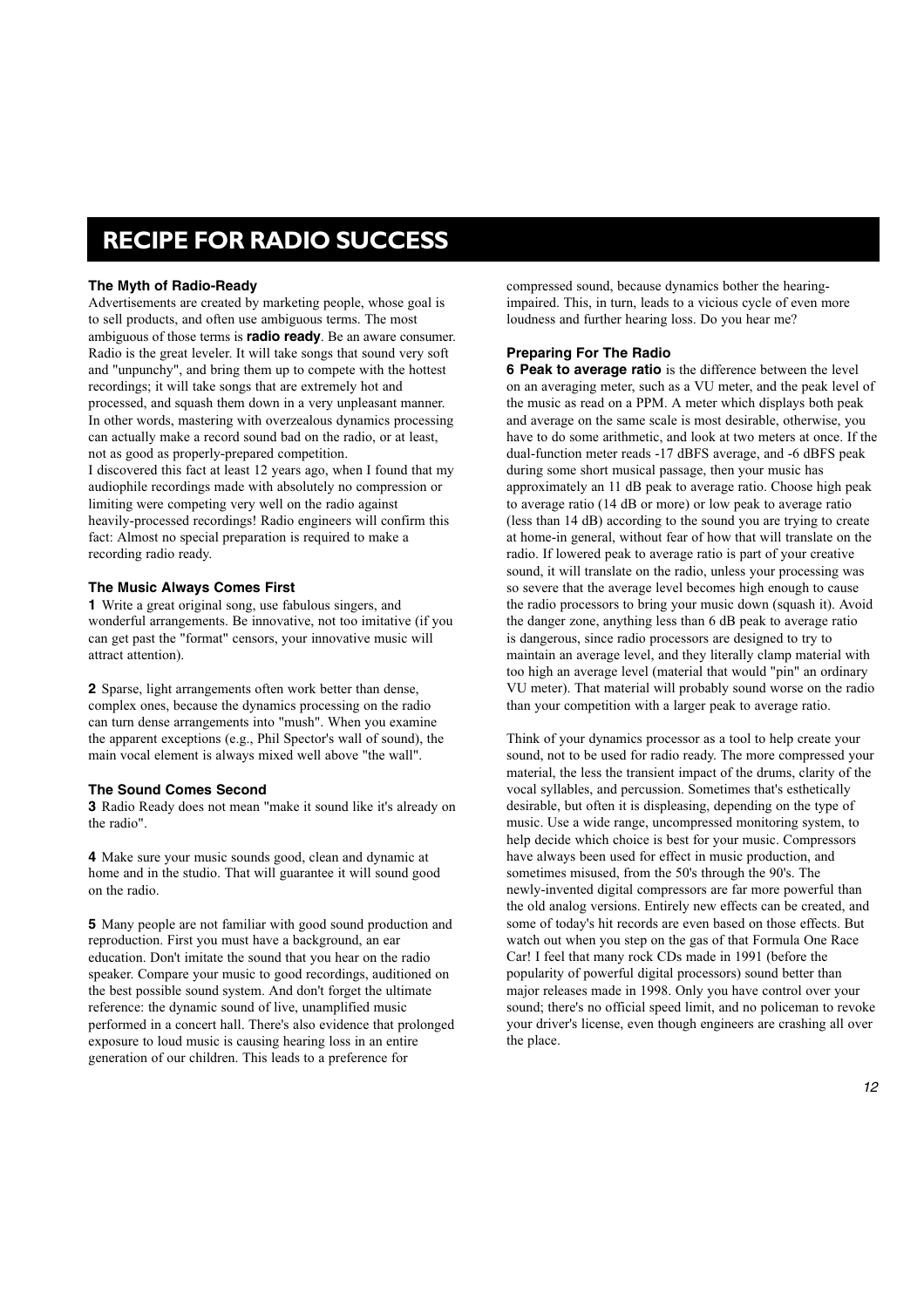# RECIPE FOR RADIO SUCCESS

### The Myth of Radio-Ready

Advertisements are created by marketing people, whose goal is to sell products, and often use ambiguous terms. The most ambiguous of those terms is **radio ready**. Be an aware consumer. Radio is the great leveler. It will take songs that sound very soft and "unpunchy", and bring them up to compete with the hottest recordings; it will take songs that are extremely hot and processed, and squash them down in a very unpleasant manner. In other words, mastering with overzealous dynamics processing can actually make a record sound bad on the radio, or at least, not as good as properly-prepared competition.

I discovered this fact at least 12 years ago, when I found that my audiophile recordings made with absolutely no compression or limiting were competing very well on the radio against heavily-processed recordings! Radio engineers will confirm this fact: Almost no special preparation is required to make a recording radio ready.

### The Music Always Comes First

**1** Write a great original song, use fabulous singers, and wonderful arrangements. Be innovative, not too imitative (if you can get past the "format" censors, your innovative music will attract attention).

**2** Sparse, light arrangements often work better than dense, complex ones, because the dynamics processing on the radio can turn dense arrangements into "mush". When you examine the apparent exceptions (e.g., Phil Spector's wall of sound), the main vocal element is always mixed well above "the wall".

### The Sound Comes Second

**3** Radio Ready does not mean "make it sound like it's already on the radio".

**4** Make sure your music sounds good, clean and dynamic at home and in the studio. That will guarantee it will sound good on the radio.

**5** Many people are not familiar with good sound production and reproduction. First you must have a background, an ear education. Don't imitate the sound that you hear on the radio speaker. Compare your music to good recordings, auditioned on the best possible sound system. And don't forget the ultimate reference: the dynamic sound of live, unamplified music performed in a concert hall. There's also evidence that prolonged exposure to loud music is causing hearing loss in an entire generation of our children. This leads to a preference for compressed sound, because dynamics bother the hearing-impaired. This, in turn, leads to a vicious cycle of even more loudness and further hearing loss. Do you hear me?

### Preparing For The Radio

**6 Peak to average ratio** is the difference between the level on an averaging meter, such as a VU meter, and the peak level of the music as read on a PPM. A meter which displays both peak and average on the same scale is most desirable, otherwise, you have to do some arithmetic, and look at two meters at once. If the dual-function meter reads -17 dBFS average, and -6 dBFS peak during some short musical passage, then your music has approximately an 11 dB peak to average ratio. Choose high peak to average ratio (14 dB or more) or low peak to average ratio (less than 14 dB) according to the sound you are trying to create at home-in general, without fear of how that will translate on the radio. If lowered peak to average ratio is part of your creative sound, it will translate on the radio, unless your processing was so severe that the average level becomes high enough to cause the radio processors to bring your music down (squash it). Avoid the danger zone, anything less than 6 dB peak to average ratio is dangerous, since radio processors are designed to try to maintain an average level, and they literally clamp material with too high an average level (material that would "pin" an ordinary VU meter). That material will probably sound worse on the radio than your competition with a larger peak to average ratio.

Think of your dynamics processor as a tool to help create your sound, not to be used for radio ready. The more compressed your material, the less the transient impact of the drums, clarity of the vocal syllables, and percussion. Sometimes that's esthetically desirable, but often it is displeasing, depending on the type of music. Use a wide range, uncompressed monitoring system, to help decide which choice is best for your music. Compressors have always been used for effect in music production, and sometimes misused, from the 50's through the 90's. The newly-invented digital compressors are far more powerful than the old analog versions. Entirely new effects can be created, and some of today's hit records are even based on those effects. But watch out when you step on the gas of that Formula One Race Car! I feel that many rock CDs made in 1991 (before the popularity of powerful digital processors) sound better than major releases made in 1998. Only you have control over your sound; there's no official speed limit, and no policeman to revoke your driver's license, even though engineers are crashing all over the place.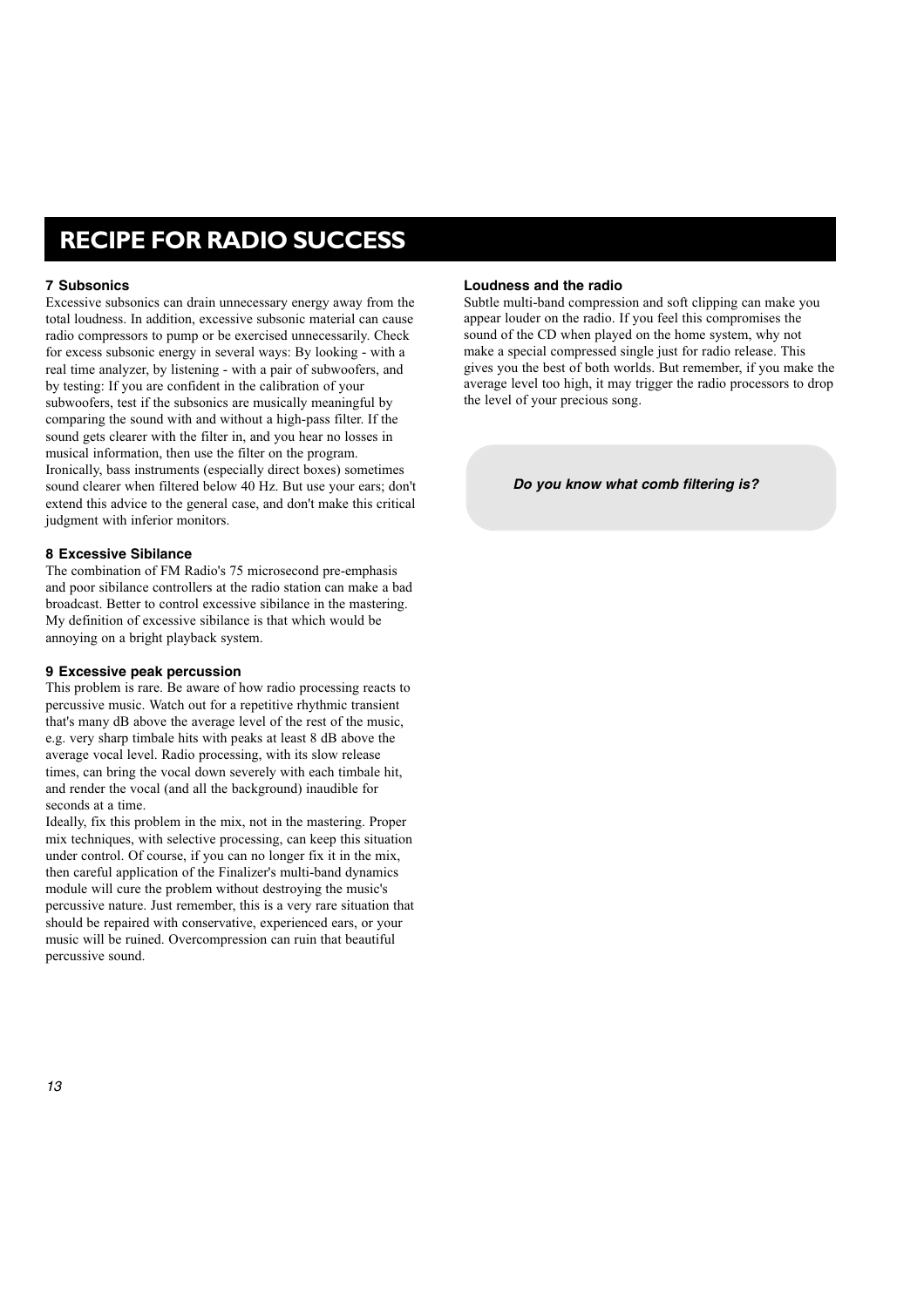# RECIPE FOR RADIO SUCCESS

### 7 Subsonics

Excessive subsonics can drain unnecessary energy away from the total loudness. In addition, excessive subsonic material can cause radio compressors to pump or be exercised unnecessarily. Check for excess subsonic energy in several ways: By looking - with a real time analyzer, by listening - with a pair of subwoofers, and by testing: If you are confident in the calibration of your subwoofers, test if the subsonics are musically meaningful by comparing the sound with and without a high-pass filter. If the sound gets clearer with the filter in, and you hear no losses in musical information, then use the filter on the program. Ironically, bass instruments (especially direct boxes) sometimes sound clearer when filtered below 40 Hz. But use your ears; don't extend this advice to the general case, and don't make this critical judgment with inferior monitors.

### 8 Excessive Sibilance

The combination of FM Radio's 75 microsecond pre-emphasis and poor sibilance controllers at the radio station can make a bad broadcast. Better to control excessive sibilance in the mastering. My definition of excessive sibilance is that which would be annoying on a bright playback system.

### 9 Excessive peak percussion

This problem is rare. Be aware of how radio processing reacts to percussive music. Watch out for a repetitive rhythmic transient that's many dB above the average level of the rest of the music, e.g. very sharp timbale hits with peaks at least 8 dB above the average vocal level. Radio processing, with its slow release times, can bring the vocal down severely with each timbale hit, and render the vocal (and all the background) inaudible for seconds at a time.

Ideally, fix this problem in the mix, not in the mastering. Proper mix techniques, with selective processing, can keep this situation under control. Of course, if you can no longer fix it in the mix, then careful application of the Finalizer's multi-band dynamics module will cure the problem without destroying the music's percussive nature. Just remember, this is a very rare situation that should be repaired with conservative, experienced ears, or your music will be ruined. Overcompression can ruin that beautiful percussive sound.

### Loudness and the radio

Subtle multi-band compression and soft clipping can make you appear louder on the radio. If you feel this compromises the sound of the CD when played on the home system, why not make a special compressed single just for radio release. This gives you the best of both worlds. But remember, if you make the average level too high, it may trigger the radio processors to drop the level of your precious song.

***Do you know what comb filtering is?***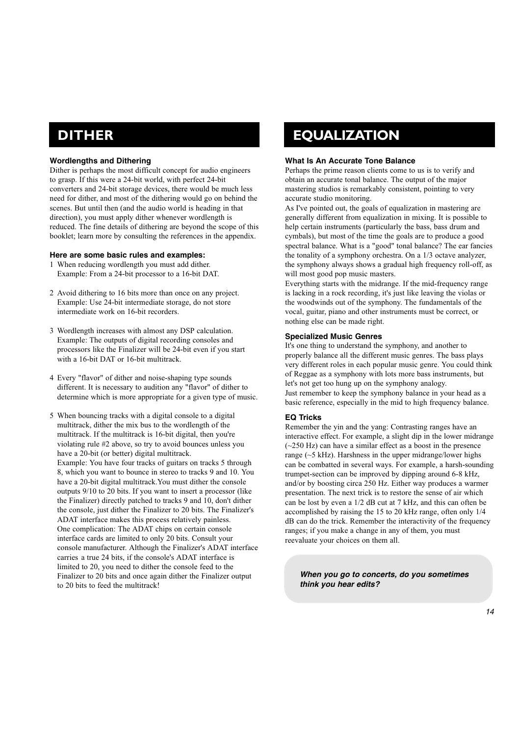# DITHER

### Wordlengths and Dithering

Dither is perhaps the most difficult concept for audio engineers to grasp. If this were a 24-bit world, with perfect 24-bit converters and 24-bit storage devices, there would be much less need for dither, and most of the dithering would go on behind the scenes. But until then (and the audio world is heading in that direction), you must apply dither whenever wordlength is reduced. The fine details of dithering are beyond the scope of this booklet; learn more by consulting the references in the appendix.

### Here are some basic rules and examples:

1. When reducing wordlength you must add dither.
   Example: From a 24-bit processor to a 16-bit DAT.

2. Avoid dithering to 16 bits more than once on any project.
   Example: Use 24-bit intermediate storage, do not store intermediate work on 16-bit recorders.

3. Wordlength increases with almost any DSP calculation.
   Example: The outputs of digital recording consoles and processors like the Finalizer will be 24-bit even if you start with a 16-bit DAT or 16-bit multitrack.

4. Every "flavor" of dither and noise-shaping type sounds different. It is necessary to audition any "flavor" of dither to determine which is more appropriate for a given type of music.

5. When bouncing tracks with a digital console to a digital multitrack, dither the mix bus to the wordlength of the multitrack. If the multitrack is 16-bit digital, then you're violating rule #2 above, so try to avoid bounces unless you have a 20-bit (or better) digital multitrack.
   Example: You have four tracks of guitars on tracks 5 through 8, which you want to bounce in stereo to tracks 9 and 10. You have a 20-bit digital multitrack.You must dither the console outputs 9/10 to 20 bits. If you want to insert a processor (like the Finalizer) directly patched to tracks 9 and 10, don't dither the console, just dither the Finalizer to 20 bits. The Finalizer's ADAT interface makes this process relatively painless.
   One complication: The ADAT chips on certain console interface cards are limited to only 20 bits. Consult your console manufacturer. Although the Finalizer's ADAT interface carries a true 24 bits, if the console's ADAT interface is limited to 20, you need to dither the console feed to the Finalizer to 20 bits and once again dither the Finalizer output to 20 bits to feed the multitrack!

# EQUALIZATION

### What Is An Accurate Tone Balance

Perhaps the prime reason clients come to us is to verify and obtain an accurate tonal balance. The output of the major mastering studios is remarkably consistent, pointing to very accurate studio monitoring.

As I've pointed out, the goals of equalization in mastering are generally different from equalization in mixing. It is possible to help certain instruments (particularly the bass, bass drum and cymbals), but most of the time the goals are to produce a good spectral balance. What is a "good" tonal balance? The ear fancies the tonality of a symphony orchestra. On a 1/3 octave analyzer, the symphony always shows a gradual high frequency roll-off, as will most good pop music masters.

Everything starts with the midrange. If the mid-frequency range is lacking in a rock recording, it's just like leaving the violas or the woodwinds out of the symphony. The fundamentals of the vocal, guitar, piano and other instruments must be correct, or nothing else can be made right.

### Specialized Music Genres

It's one thing to understand the symphony, and another to properly balance all the different music genres. The bass plays very different roles in each popular music genre. You could think of Reggae as a symphony with lots more bass instruments, but let's not get too hung up on the symphony analogy.

Just remember to keep the symphony balance in your head as a basic reference, especially in the mid to high frequency balance.

### EQ Tricks

Remember the yin and the yang: Contrasting ranges have an interactive effect. For example, a slight dip in the lower midrange (~250 Hz) can have a similar effect as a boost in the presence range (~5 kHz). Harshness in the upper midrange/lower highs can be combatted in several ways. For example, a harsh-sounding trumpet-section can be improved by dipping around 6-8 kHz, and/or by boosting circa 250 Hz. Either way produces a warmer presentation. The next trick is to restore the sense of air which can be lost by even a 1/2 dB cut at 7 kHz, and this can often be accomplished by raising the 15 to 20 kHz range, often only 1/4 dB can do the trick. Remember the interactivity of the frequency ranges; if you make a change in any of them, you must reevaluate your choices on them all.

***When you go to concerts, do you sometimes think you hear edits?***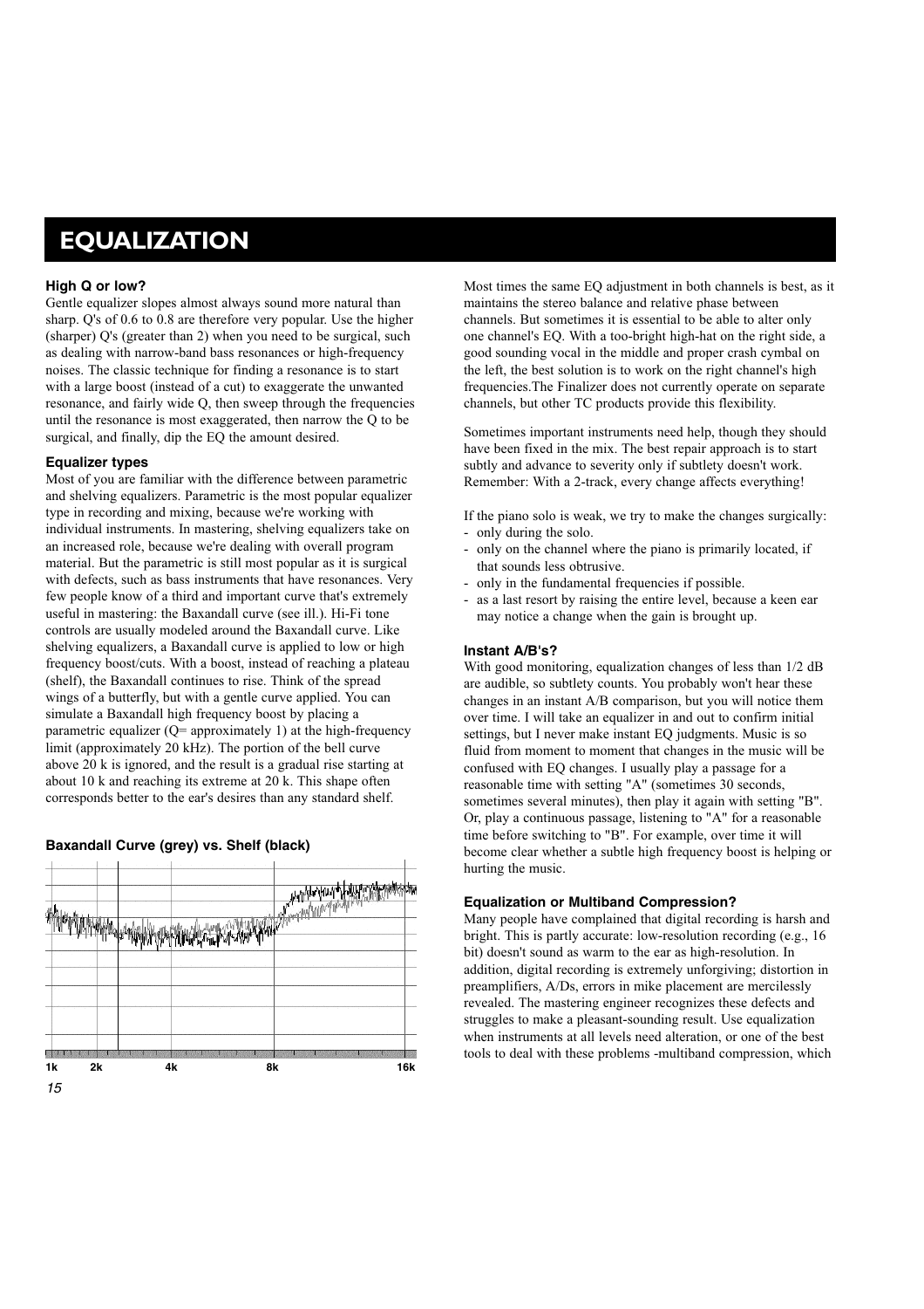# EQUALIZATION

### High Q or low?

Gentle equalizer slopes almost always sound more natural than sharp. Q's of 0.6 to 0.8 are therefore very popular. Use the higher (sharper) Q's (greater than 2) when you need to be surgical, such as dealing with narrow-band bass resonances or high-frequency noises. The classic technique for finding a resonance is to start with a large boost (instead of a cut) to exaggerate the unwanted resonance, and fairly wide Q, then sweep through the frequencies until the resonance is most exaggerated, then narrow the Q to be surgical, and finally, dip the EQ the amount desired.

### Equalizer types

Most of you are familiar with the difference between parametric and shelving equalizers. Parametric is the most popular equalizer type in recording and mixing, because we're working with individual instruments. In mastering, shelving equalizers take on an increased role, because we're dealing with overall program material. But the parametric is still most popular as it is surgical with defects, such as bass instruments that have resonances. Very few people know of a third and important curve that's extremely useful in mastering: the Baxandall curve (see ill.). Hi-Fi tone controls are usually modeled around the Baxandall curve. Like shelving equalizers, a Baxandall curve is applied to low or high frequency boost/cuts. With a boost, instead of reaching a plateau (shelf), the Baxandall continues to rise. Think of the spread wings of a butterfly, but with a gentle curve applied. You can simulate a Baxandall high frequency boost by placing a parametric equalizer (Q= approximately 1) at the high-frequency limit (approximately 20 kHz). The portion of the bell curve above 20 k is ignored, and the result is a gradual rise starting at about 10 k and reaching its extreme at 20 k. This shape often corresponds better to the ear's desires than any standard shelf.

### Baxandall Curve (grey) vs. Shelf (black)

1k 2k 4k 8k 16k

Most times the same EQ adjustment in both channels is best, as it maintains the stereo balance and relative phase between channels. But sometimes it is essential to be able to alter only one channel's EQ. With a too-bright high-hat on the right side, a good sounding vocal in the middle and proper crash cymbal on the left, the best solution is to work on the right channel's high frequencies.The Finalizer does not currently operate on separate channels, but other TC products provide this flexibility.

Sometimes important instruments need help, though they should have been fixed in the mix. The best repair approach is to start subtly and advance to severity only if subtlety doesn't work. Remember: With a 2-track, every change affects everything!

If the piano solo is weak, we try to make the changes surgically:

- only during the solo.
- only on the channel where the piano is primarily located, if that sounds less obtrusive.
- only in the fundamental frequencies if possible.
- as a last resort by raising the entire level, because a keen ear may notice a change when the gain is brought up.

### Instant A/B's?

With good monitoring, equalization changes of less than 1/2 dB are audible, so subtlety counts. You probably won't hear these changes in an instant A/B comparison, but you will notice them over time. I will take an equalizer in and out to confirm initial settings, but I never make instant EQ judgments. Music is so fluid from moment to moment that changes in the music will be confused with EQ changes. I usually play a passage for a reasonable time with setting "A" (sometimes 30 seconds, sometimes several minutes), then play it again with setting "B". Or, play a continuous passage, listening to "A" for a reasonable time before switching to "B". For example, over time it will become clear whether a subtle high frequency boost is helping or hurting the music.

### Equalization or Multiband Compression?

Many people have complained that digital recording is harsh and bright. This is partly accurate: low-resolution recording (e.g., 16 bit) doesn't sound as warm to the ear as high-resolution. In addition, digital recording is extremely unforgiving; distortion in preamplifiers, A/Ds, errors in mike placement are mercilessly revealed. The mastering engineer recognizes these defects and struggles to make a pleasant-sounding result. Use equalization when instruments at all levels need alteration, or one of the best tools to deal with these problems -multiband compression, which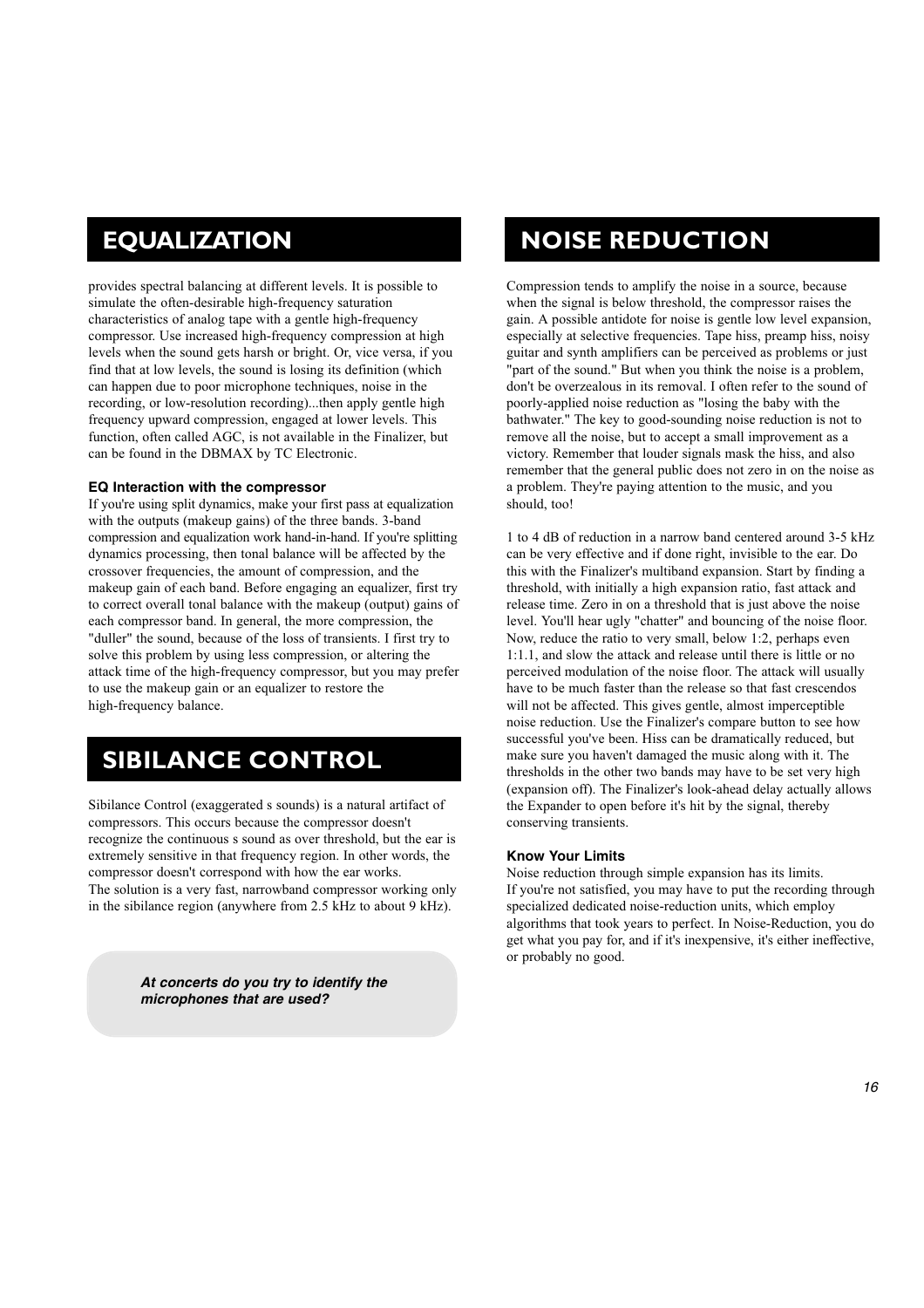## EQUALIZATION

provides spectral balancing at different levels. It is possible to simulate the often-desirable high-frequency saturation characteristics of analog tape with a gentle high-frequency compressor. Use increased high-frequency compression at high levels when the sound gets harsh or bright. Or, vice versa, if you find that at low levels, the sound is losing its definition (which can happen due to poor microphone techniques, noise in the recording, or low-resolution recording)...then apply gentle high frequency upward compression, engaged at lower levels. This function, often called AGC, is not available in the Finalizer, but can be found in the DBMAX by TC Electronic.

### EQ Interaction with the compressor

If you're using split dynamics, make your first pass at equalization with the outputs (makeup gains) of the three bands. 3-band compression and equalization work hand-in-hand. If you're splitting dynamics processing, then tonal balance will be affected by the crossover frequencies, the amount of compression, and the makeup gain of each band. Before engaging an equalizer, first try to correct overall tonal balance with the makeup (output) gains of each compressor band. In general, the more compression, the "duller" the sound, because of the loss of transients. I first try to solve this problem by using less compression, or altering the attack time of the high-frequency compressor, but you may prefer to use the makeup gain or an equalizer to restore the high-frequency balance.

## SIBILANCE CONTROL

Sibilance Control (exaggerated s sounds) is a natural artifact of compressors. This occurs because the compressor doesn't recognize the continuous s sound as over threshold, but the ear is extremely sensitive in that frequency region. In other words, the compressor doesn't correspond with how the ear works.
The solution is a very fast, narrowband compressor working only in the sibilance region (anywhere from 2.5 kHz to about 9 kHz).

***At concerts do you try to identify the microphones that are used?***

## NOISE REDUCTION

Compression tends to amplify the noise in a source, because when the signal is below threshold, the compressor raises the gain. A possible antidote for noise is gentle low level expansion, especially at selective frequencies. Tape hiss, preamp hiss, noisy guitar and synth amplifiers can be perceived as problems or just "part of the sound." But when you think the noise is a problem, don't be overzealous in its removal. I often refer to the sound of poorly-applied noise reduction as "losing the baby with the bathwater." The key to good-sounding noise reduction is not to remove all the noise, but to accept a small improvement as a victory. Remember that louder signals mask the hiss, and also remember that the general public does not zero in on the noise as a problem. They're paying attention to the music, and you should, too!

1 to 4 dB of reduction in a narrow band centered around 3-5 kHz can be very effective and if done right, invisible to the ear. Do this with the Finalizer's multiband expansion. Start by finding a threshold, with initially a high expansion ratio, fast attack and release time. Zero in on a threshold that is just above the noise level. You'll hear ugly "chatter" and bouncing of the noise floor. Now, reduce the ratio to very small, below 1:2, perhaps even 1:1.1, and slow the attack and release until there is little or no perceived modulation of the noise floor. The attack will usually have to be much faster than the release so that fast crescendos will not be affected. This gives gentle, almost imperceptible noise reduction. Use the Finalizer's compare button to see how successful you've been. Hiss can be dramatically reduced, but make sure you haven't damaged the music along with it. The thresholds in the other two bands may have to be set very high (expansion off). The Finalizer's look-ahead delay actually allows the Expander to open before it's hit by the signal, thereby conserving transients.

### Know Your Limits

Noise reduction through simple expansion has its limits.
If you're not satisfied, you may have to put the recording through specialized dedicated noise-reduction units, which employ algorithms that took years to perfect. In Noise-Reduction, you do get what you pay for, and if it's inexpensive, it's either ineffective, or probably no good.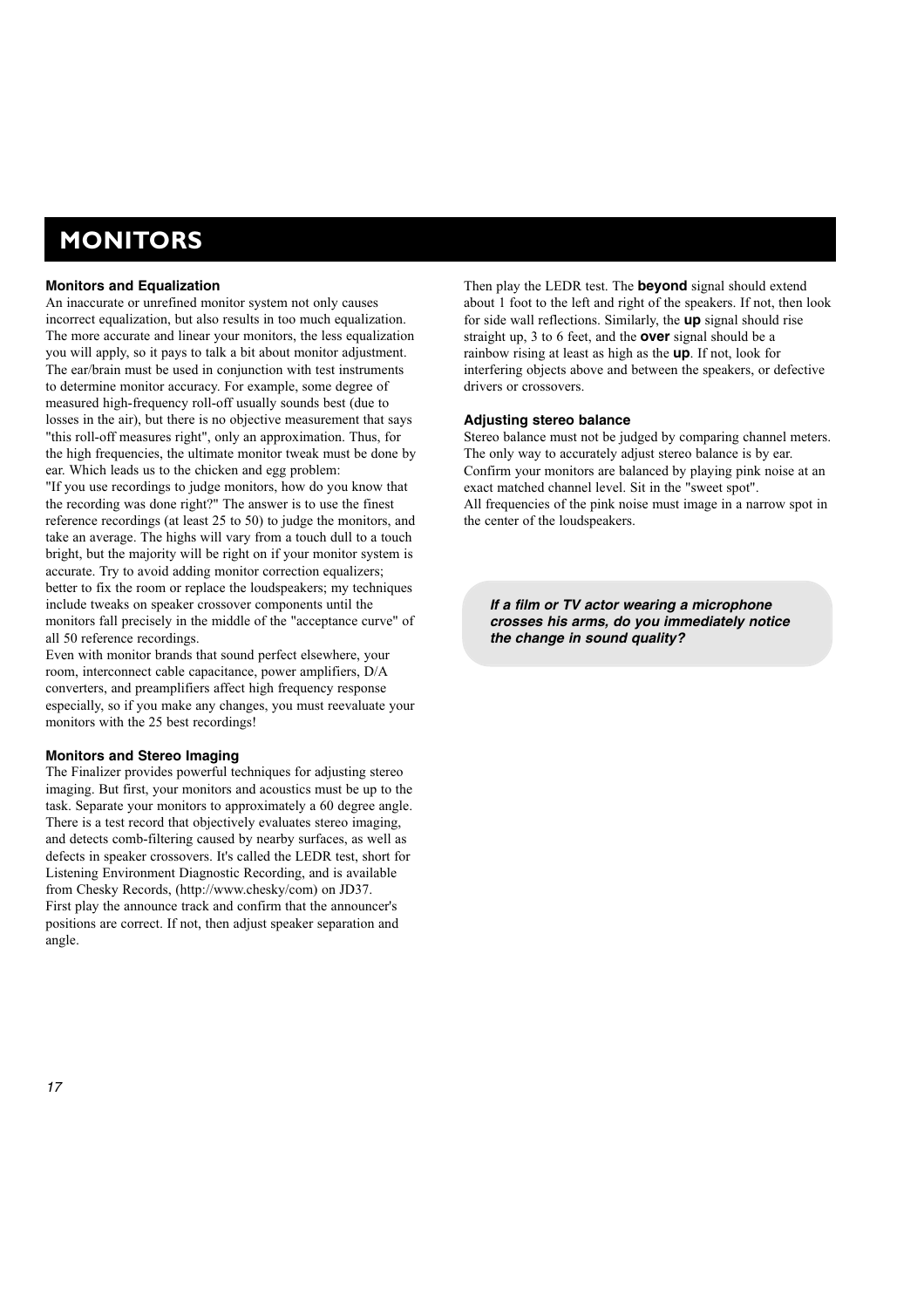# MONITORS

### Monitors and Equalization

An inaccurate or unrefined monitor system not only causes incorrect equalization, but also results in too much equalization. The more accurate and linear your monitors, the less equalization you will apply, so it pays to talk a bit about monitor adjustment. The ear/brain must be used in conjunction with test instruments to determine monitor accuracy. For example, some degree of measured high-frequency roll-off usually sounds best (due to losses in the air), but there is no objective measurement that says "this roll-off measures right", only an approximation. Thus, for the high frequencies, the ultimate monitor tweak must be done by ear. Which leads us to the chicken and egg problem:
"If you use recordings to judge monitors, how do you know that the recording was done right?" The answer is to use the finest reference recordings (at least 25 to 50) to judge the monitors, and take an average. The highs will vary from a touch dull to a touch bright, but the majority will be right on if your monitor system is accurate. Try to avoid adding monitor correction equalizers; better to fix the room or replace the loudspeakers; my techniques include tweaks on speaker crossover components until the monitors fall precisely in the middle of the "acceptance curve" of all 50 reference recordings.
Even with monitor brands that sound perfect elsewhere, your room, interconnect cable capacitance, power amplifiers, D/A converters, and preamplifiers affect high frequency response especially, so if you make any changes, you must reevaluate your monitors with the 25 best recordings!

### Monitors and Stereo Imaging

The Finalizer provides powerful techniques for adjusting stereo imaging. But first, your monitors and acoustics must be up to the task. Separate your monitors to approximately a 60 degree angle. There is a test record that objectively evaluates stereo imaging, and detects comb-filtering caused by nearby surfaces, as well as defects in speaker crossovers. It's called the LEDR test, short for Listening Environment Diagnostic Recording, and is available from Chesky Records, (http://www.chesky/com) on JD37.
First play the announce track and confirm that the announcer's positions are correct. If not, then adjust speaker separation and angle.

Then play the LEDR test. The **beyond** signal should extend about 1 foot to the left and right of the speakers. If not, then look for side wall reflections. Similarly, the **up** signal should rise straight up, 3 to 6 feet, and the **over** signal should be a rainbow rising at least as high as the **up**. If not, look for interfering objects above and between the speakers, or defective drivers or crossovers.

### Adjusting stereo balance

Stereo balance must not be judged by comparing channel meters. The only way to accurately adjust stereo balance is by ear. Confirm your monitors are balanced by playing pink noise at an exact matched channel level. Sit in the "sweet spot".
All frequencies of the pink noise must image in a narrow spot in the center of the loudspeakers.

***If a film or TV actor wearing a microphone crosses his arms, do you immediately notice the change in sound quality?***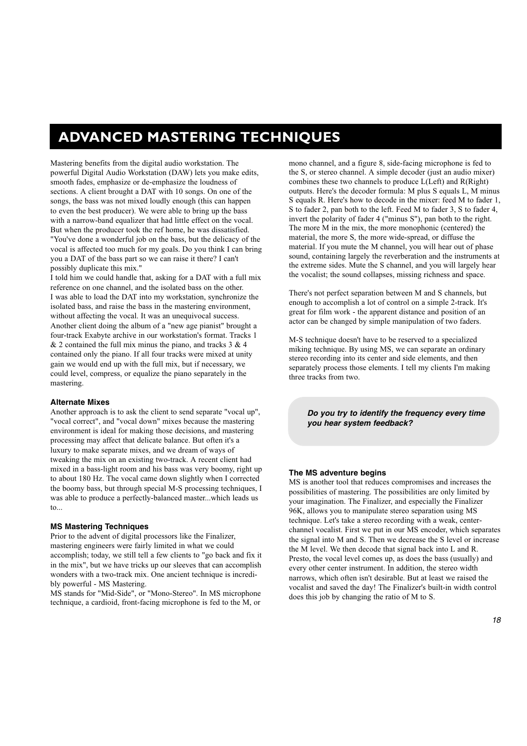# ADVANCED MASTERING TECHNIQUES

Mastering benefits from the digital audio workstation. The powerful Digital Audio Workstation (DAW) lets you make edits, smooth fades, emphasize or de-emphasize the loudness of sections. A client brought a DAT with 10 songs. On one of the songs, the bass was not mixed loudly enough (this can happen to even the best producer). We were able to bring up the bass with a narrow-band equalizer that had little effect on the vocal. But when the producer took the ref home, he was dissatisfied. "You've done a wonderful job on the bass, but the delicacy of the vocal is affected too much for my goals. Do you think I can bring you a DAT of the bass part so we can raise it there? I can't possibly duplicate this mix."

I told him we could handle that, asking for a DAT with a full mix reference on one channel, and the isolated bass on the other. I was able to load the DAT into my workstation, synchronize the isolated bass, and raise the bass in the mastering environment, without affecting the vocal. It was an unequivocal success. Another client doing the album of a "new age pianist" brought a four-track Exabyte archive in our workstation's format. Tracks 1 & 2 contained the full mix minus the piano, and tracks 3 & 4 contained only the piano. If all four tracks were mixed at unity gain we would end up with the full mix, but if necessary, we could level, compress, or equalize the piano separately in the mastering.

### Alternate Mixes

Another approach is to ask the client to send separate "vocal up", "vocal correct", and "vocal down" mixes because the mastering environment is ideal for making those decisions, and mastering processing may affect that delicate balance. But often it's a luxury to make separate mixes, and we dream of ways of tweaking the mix on an existing two-track. A recent client had mixed in a bass-light room and his bass was very boomy, right up to about 180 Hz. The vocal came down slightly when I corrected the boomy bass, but through special M-S processing techniques, I was able to produce a perfectly-balanced master...which leads us to...

### MS Mastering Techniques

Prior to the advent of digital processors like the Finalizer, mastering engineers were fairly limited in what we could accomplish; today, we still tell a few clients to "go back and fix it in the mix", but we have tricks up our sleeves that can accomplish wonders with a two-track mix. One ancient technique is incredibly powerful - MS Mastering.

MS stands for "Mid-Side", or "Mono-Stereo". In MS microphone technique, a cardioid, front-facing microphone is fed to the M, or mono channel, and a figure 8, side-facing microphone is fed to the S, or stereo channel. A simple decoder (just an audio mixer) combines these two channels to produce L(Left) and R(Right) outputs. Here's the decoder formula: M plus S equals L, M minus S equals R. Here's how to decode in the mixer: feed M to fader 1, S to fader 2, pan both to the left. Feed M to fader 3, S to fader 4, invert the polarity of fader 4 ("minus S"), pan both to the right. The more M in the mix, the more monophonic (centered) the material, the more S, the more wide-spread, or diffuse the material. If you mute the M channel, you will hear out of phase sound, containing largely the reverberation and the instruments at the extreme sides. Mute the S channel, and you will largely hear the vocalist; the sound collapses, missing richness and space.

There's not perfect separation between M and S channels, but enough to accomplish a lot of control on a simple 2-track. It's great for film work - the apparent distance and position of an actor can be changed by simple manipulation of two faders.

M-S technique doesn't have to be reserved to a specialized miking technique. By using MS, we can separate an ordinary stereo recording into its center and side elements, and then separately process those elements. I tell my clients I'm making three tracks from two.

***Do you try to identify the frequency every time you hear system feedback?***

### The MS adventure begins

MS is another tool that reduces compromises and increases the possibilities of mastering. The possibilities are only limited by your imagination. The Finalizer, and especially the Finalizer 96K, allows you to manipulate stereo separation using MS technique. Let's take a stereo recording with a weak, center-channel vocalist. First we put in our MS encoder, which separates the signal into M and S. Then we decrease the S level or increase the M level. We then decode that signal back into L and R. Presto, the vocal level comes up, as does the bass (usually) and every other center instrument. In addition, the stereo width narrows, which often isn't desirable. But at least we raised the vocalist and saved the day! The Finalizer's built-in width control does this job by changing the ratio of M to S.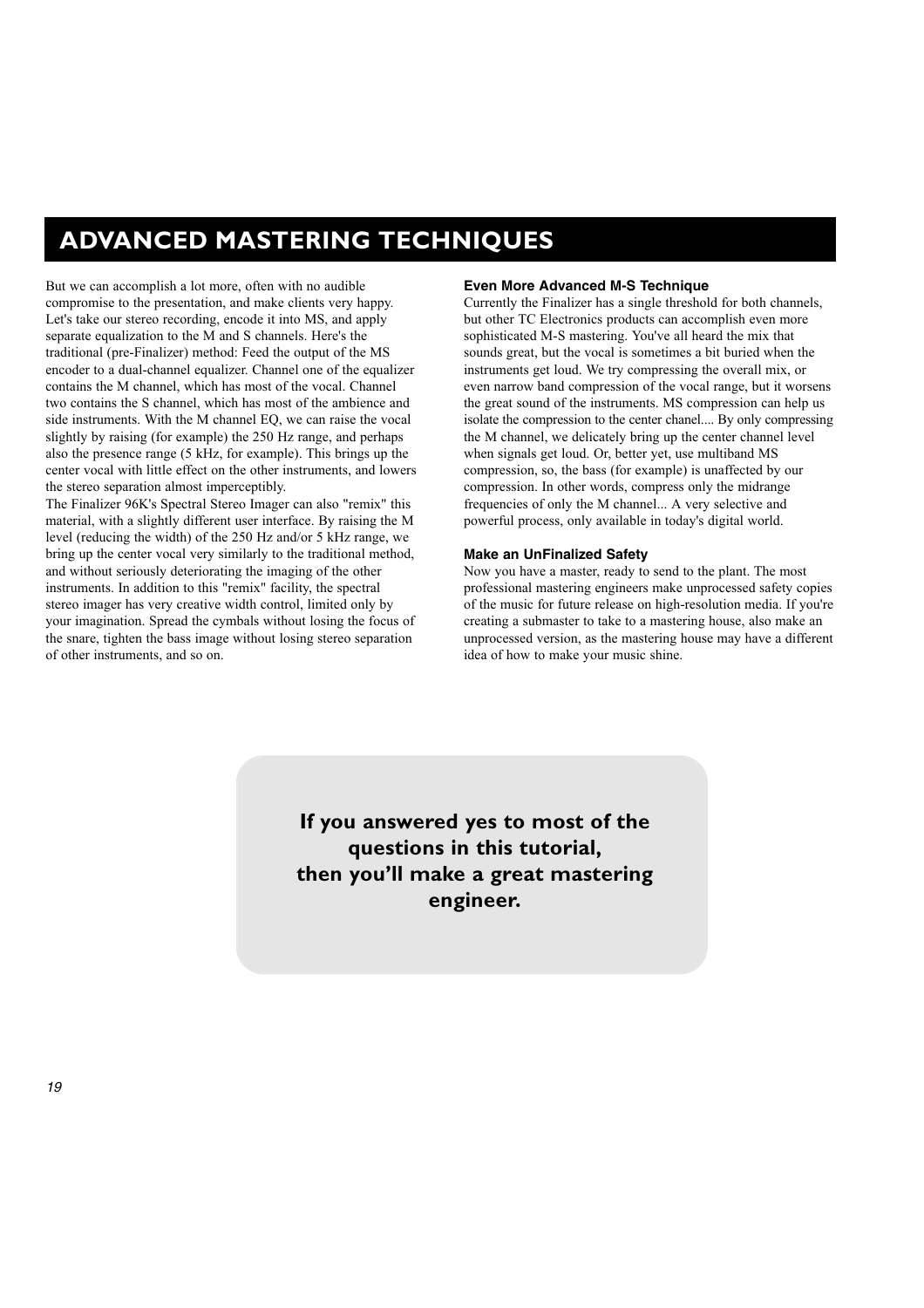# ADVANCED MASTERING TECHNIQUES

But we can accomplish a lot more, often with no audible compromise to the presentation, and make clients very happy. Let's take our stereo recording, encode it into MS, and apply separate equalization to the M and S channels. Here's the traditional (pre-Finalizer) method: Feed the output of the MS encoder to a dual-channel equalizer. Channel one of the equalizer contains the M channel, which has most of the vocal. Channel two contains the S channel, which has most of the ambience and side instruments. With the M channel EQ, we can raise the vocal slightly by raising (for example) the 250 Hz range, and perhaps also the presence range (5 kHz, for example). This brings up the center vocal with little effect on the other instruments, and lowers the stereo separation almost imperceptibly.

The Finalizer 96K's Spectral Stereo Imager can also "remix" this material, with a slightly different user interface. By raising the M level (reducing the width) of the 250 Hz and/or 5 kHz range, we bring up the center vocal very similarly to the traditional method, and without seriously deteriorating the imaging of the other instruments. In addition to this "remix" facility, the spectral stereo imager has very creative width control, limited only by your imagination. Spread the cymbals without losing the focus of the snare, tighten the bass image without losing stereo separation of other instruments, and so on.

### Even More Advanced M-S Technique

Currently the Finalizer has a single threshold for both channels, but other TC Electronics products can accomplish even more sophisticated M-S mastering. You've all heard the mix that sounds great, but the vocal is sometimes a bit buried when the instruments get loud. We try compressing the overall mix, or even narrow band compression of the vocal range, but it worsens the great sound of the instruments. MS compression can help us isolate the compression to the center chanel.... By only compressing the M channel, we delicately bring up the center channel level when signals get loud. Or, better yet, use multiband MS compression, so, the bass (for example) is unaffected by our compression. In other words, compress only the midrange frequencies of only the M channel... A very selective and powerful process, only available in today's digital world.

### Make an UnFinalized Safety

Now you have a master, ready to send to the plant. The most professional mastering engineers make unprocessed safety copies of the music for future release on high-resolution media. If you're creating a submaster to take to a mastering house, also make an unprocessed version, as the mastering house may have a different idea of how to make your music shine.

**If you answered yes to most of the questions in this tutorial, then you'll make a great mastering engineer.**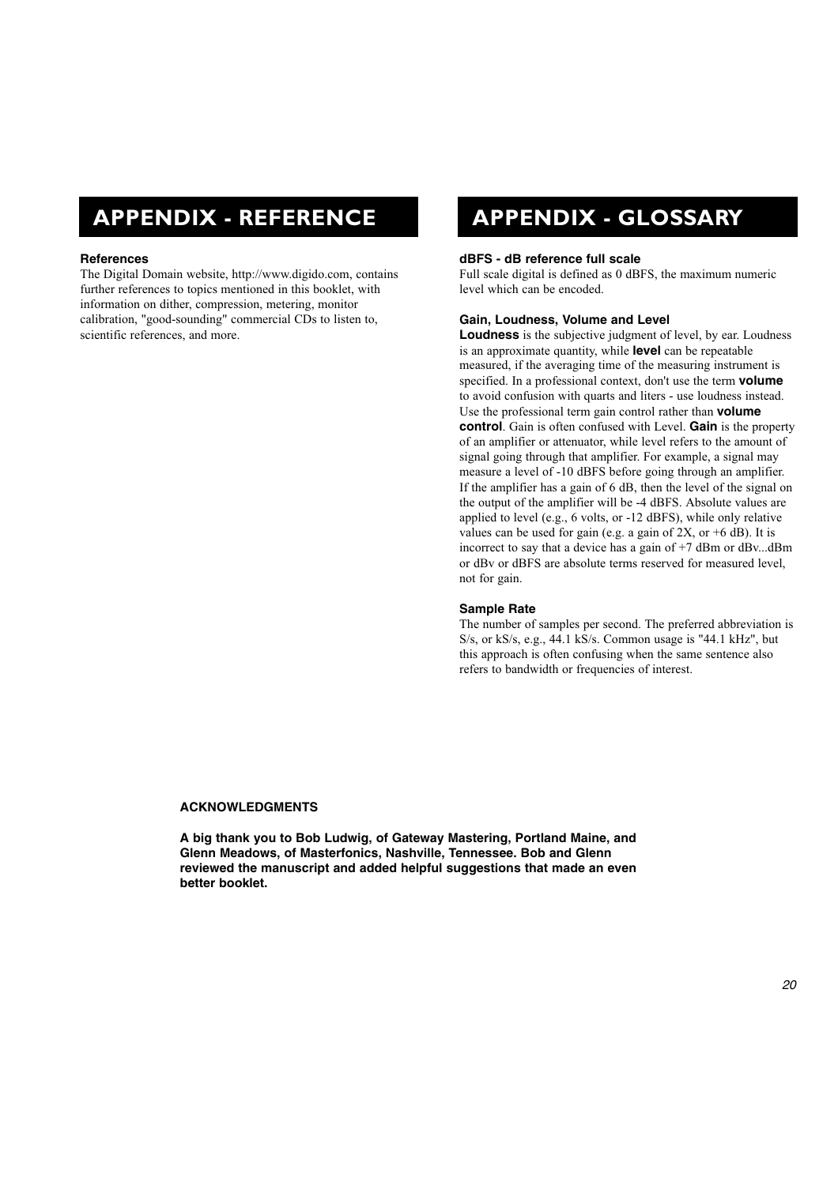# APPENDIX - REFERENCE

### References

The Digital Domain website, http://www.digido.com, contains further references to topics mentioned in this booklet, with information on dither, compression, metering, monitor calibration, "good-sounding" commercial CDs to listen to, scientific references, and more.

# APPENDIX - GLOSSARY

### dBFS - dB reference full scale

Full scale digital is defined as 0 dBFS, the maximum numeric level which can be encoded.

### Gain, Loudness, Volume and Level

**Loudness** is the subjective judgment of level, by ear. Loudness is an approximate quantity, while **level** can be repeatable measured, if the averaging time of the measuring instrument is specified. In a professional context, don't use the term **volume** to avoid confusion with quarts and liters - use loudness instead. Use the professional term gain control rather than **volume control**. Gain is often confused with Level. **Gain** is the property of an amplifier or attenuator, while level refers to the amount of signal going through that amplifier. For example, a signal may measure a level of -10 dBFS before going through an amplifier. If the amplifier has a gain of 6 dB, then the level of the signal on the output of the amplifier will be -4 dBFS. Absolute values are applied to level (e.g., 6 volts, or -12 dBFS), while only relative values can be used for gain (e.g. a gain of 2X, or +6 dB). It is incorrect to say that a device has a gain of +7 dBm or dBv...dBm or dBv or dBFS are absolute terms reserved for measured level, not for gain.

### Sample Rate

The number of samples per second. The preferred abbreviation is S/s, or kS/s, e.g., 44.1 kS/s. Common usage is "44.1 kHz", but this approach is often confusing when the same sentence also refers to bandwidth or frequencies of interest.

### ACKNOWLEDGMENTS

**A big thank you to Bob Ludwig, of Gateway Mastering, Portland Maine, and Glenn Meadows, of Masterfonics, Nashville, Tennessee. Bob and Glenn reviewed the manuscript and added helpful suggestions that made an even better booklet.**